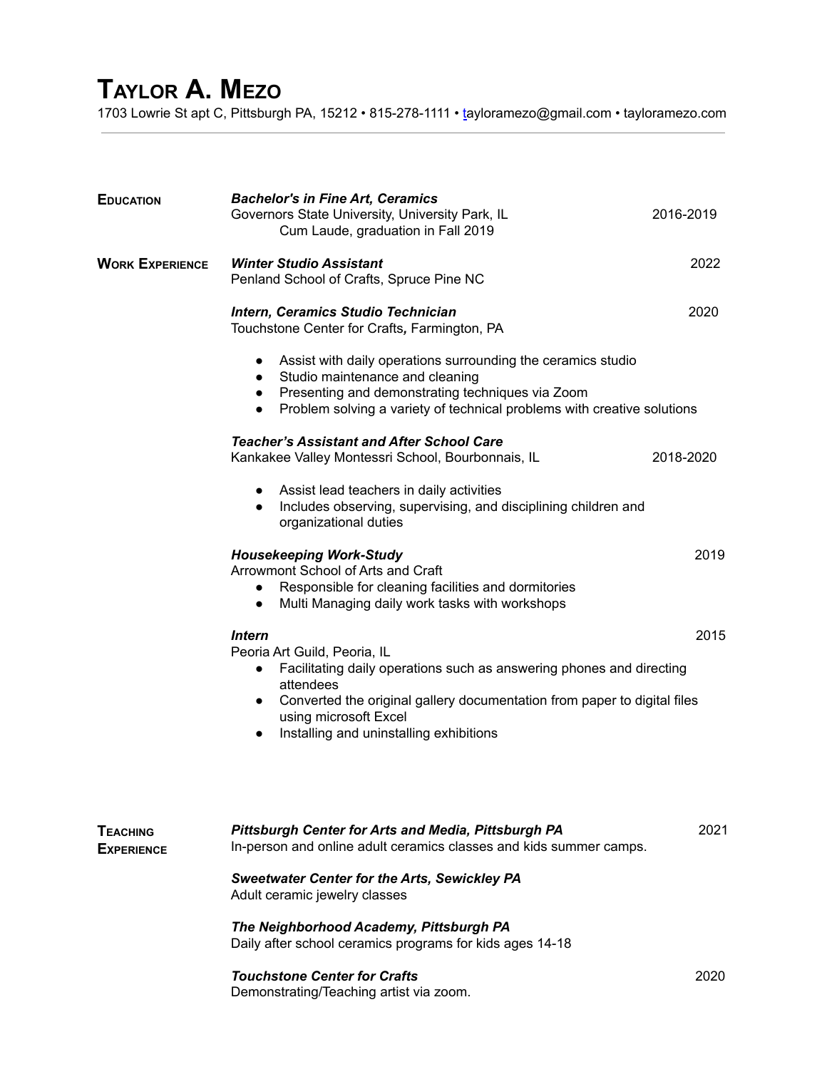# TAYLOR A. MEZO

1703 Lowrie St apt C, Pittsburgh PA, 15212 • 815-278-1111 • tayloramezo@gmail.com • tayloramezo.com

---

## EDUCATION

***Bachelor's in Fine Art, Ceramics***
Governors State University, University Park, IL — 2016-2019
Cum Laude, graduation in Fall 2019

## WORK EXPERIENCE

***Winter Studio Assistant*** — 2022
Penland School of Crafts, Spruce Pine NC

***Intern, Ceramics Studio Technician*** — 2020
Touchstone Center for Crafts, Farmington, PA

- Assist with daily operations surrounding the ceramics studio
- Studio maintenance and cleaning
- Presenting and demonstrating techniques via Zoom
- Problem solving a variety of technical problems with creative solutions

***Teacher's Assistant and After School Care***
Kankakee Valley Montessri School, Bourbonnais, IL — 2018-2020

- Assist lead teachers in daily activities
- Includes observing, supervising, and disciplining children and organizational duties

***Housekeeping Work-Study*** — 2019
Arrowmont School of Arts and Craft

- Responsible for cleaning facilities and dormitories
- Multi Managing daily work tasks with workshops

***Intern*** — 2015
Peoria Art Guild, Peoria, IL

- Facilitating daily operations such as answering phones and directing attendees
- Converted the original gallery documentation from paper to digital files using microsoft Excel
- Installing and uninstalling exhibitions

## TEACHING EXPERIENCE

***Pittsburgh Center for Arts and Media, Pittsburgh PA*** — 2021
In-person and online adult ceramics classes and kids summer camps.

***Sweetwater Center for the Arts, Sewickley PA***
Adult ceramic jewelry classes

***The Neighborhood Academy, Pittsburgh PA***
Daily after school ceramics programs for kids ages 14-18

***Touchstone Center for Crafts*** — 2020
Demonstrating/Teaching artist via zoom.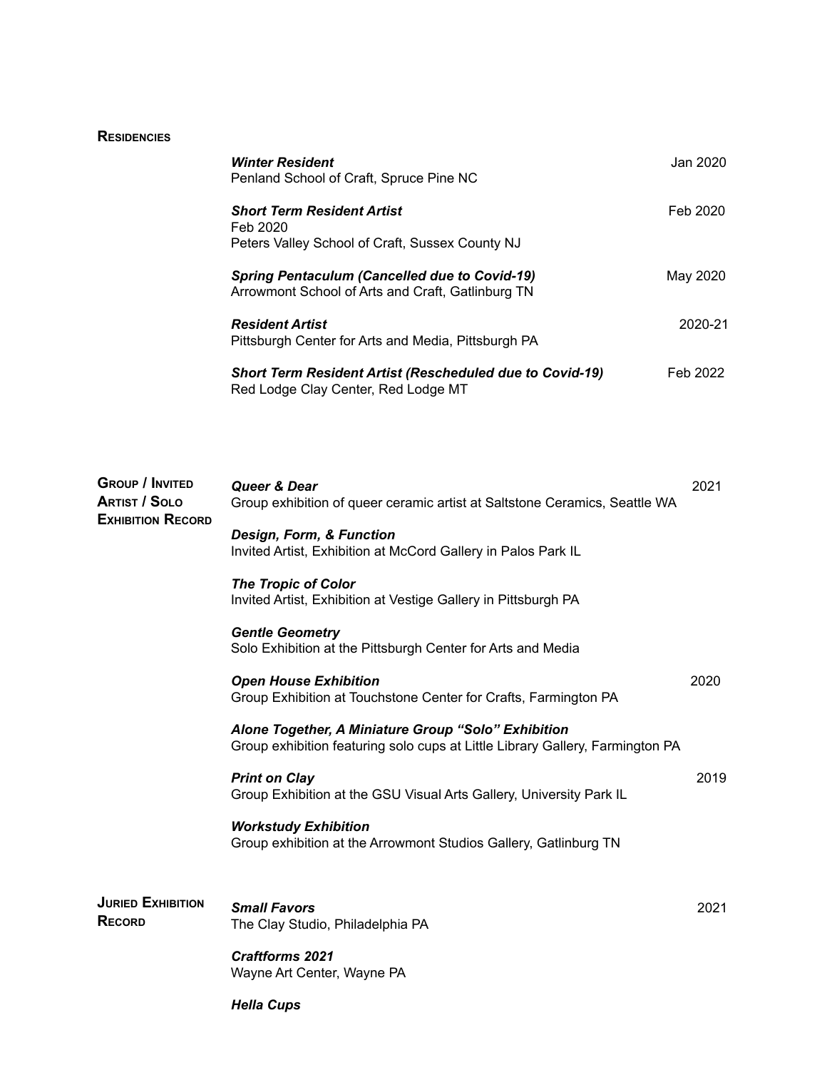## Residencies

***Winter Resident*** — Jan 2020
Penland School of Craft, Spruce Pine NC

***Short Term Resident Artist*** — Feb 2020
Feb 2020
Peters Valley School of Craft, Sussex County NJ

***Spring Pentaculum (Cancelled due to Covid-19)*** — May 2020
Arrowmont School of Arts and Craft, Gatlinburg TN

***Resident Artist*** — 2020-21
Pittsburgh Center for Arts and Media, Pittsburgh PA

***Short Term Resident Artist (Rescheduled due to Covid-19)*** — Feb 2022
Red Lodge Clay Center, Red Lodge MT

## Group / Invited Artist / Solo Exhibition Record

**2021**

***Queer & Dear***
Group exhibition of queer ceramic artist at Saltstone Ceramics, Seattle WA

***Design, Form, & Function***
Invited Artist, Exhibition at McCord Gallery in Palos Park IL

***The Tropic of Color***
Invited Artist, Exhibition at Vestige Gallery in Pittsburgh PA

***Gentle Geometry***
Solo Exhibition at the Pittsburgh Center for Arts and Media

**2020**

***Open House Exhibition***
Group Exhibition at Touchstone Center for Crafts, Farmington PA

***Alone Together, A Miniature Group "Solo" Exhibition***
Group exhibition featuring solo cups at Little Library Gallery, Farmington PA

**2019**

***Print on Clay***
Group Exhibition at the GSU Visual Arts Gallery, University Park IL

***Workstudy Exhibition***
Group exhibition at the Arrowmont Studios Gallery, Gatlinburg TN

## Juried Exhibition Record

**2021**

***Small Favors***
The Clay Studio, Philadelphia PA

***Craftforms 2021***
Wayne Art Center, Wayne PA

***Hella Cups***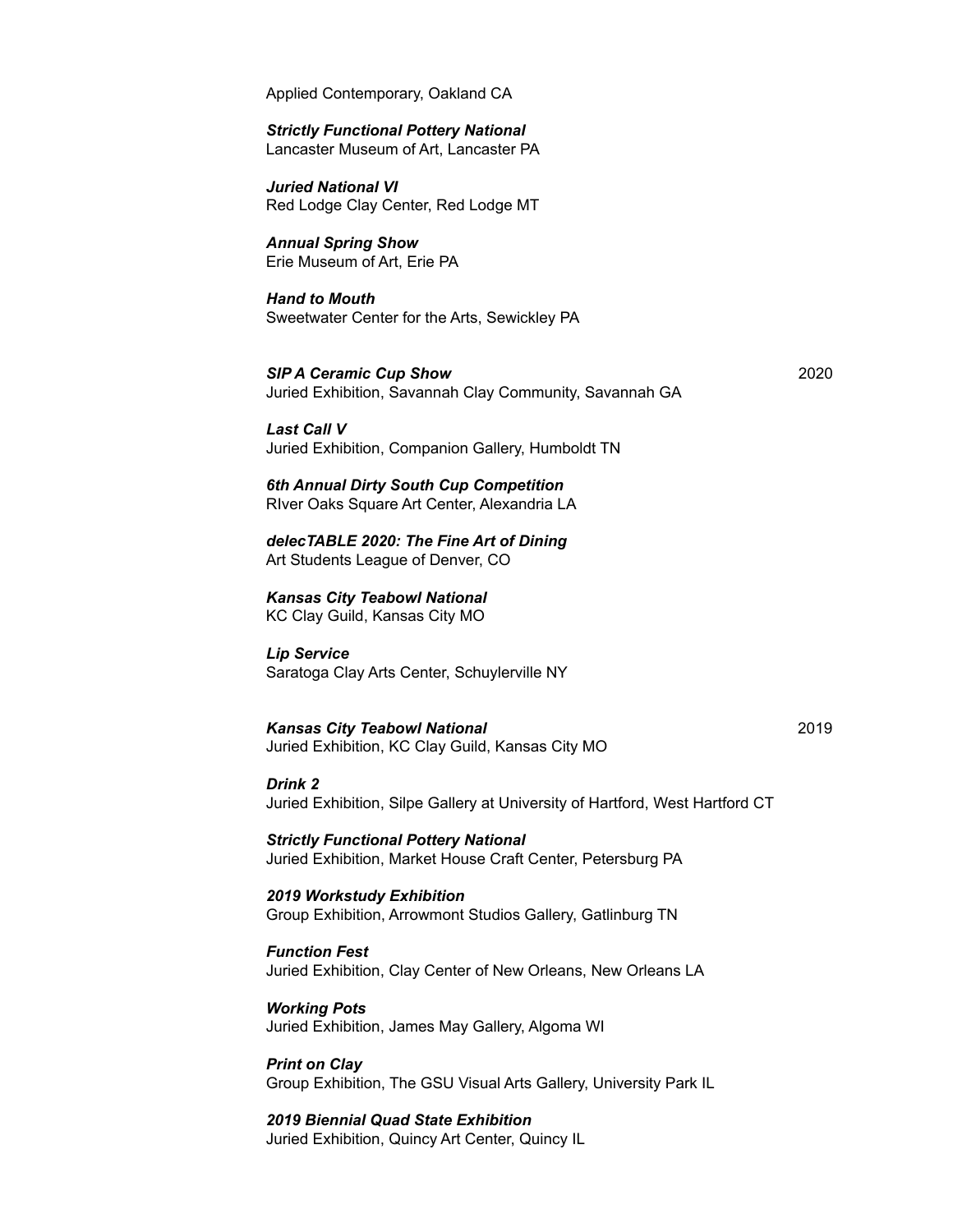Applied Contemporary, Oakland CA

***Strictly Functional Pottery National***
Lancaster Museum of Art, Lancaster PA

***Juried National VI***
Red Lodge Clay Center, Red Lodge MT

***Annual Spring Show***
Erie Museum of Art, Erie PA

***Hand to Mouth***
Sweetwater Center for the Arts, Sewickley PA

***SIP A Ceramic Cup Show*** 2020
Juried Exhibition, Savannah Clay Community, Savannah GA

***Last Call V***
Juried Exhibition, Companion Gallery, Humboldt TN

***6th Annual Dirty South Cup Competition***
RIver Oaks Square Art Center, Alexandria LA

***delecTABLE 2020: The Fine Art of Dining***
Art Students League of Denver, CO

***Kansas City Teabowl National***
KC Clay Guild, Kansas City MO

***Lip Service***
Saratoga Clay Arts Center, Schuylerville NY

***Kansas City Teabowl National*** 2019
Juried Exhibition, KC Clay Guild, Kansas City MO

***Drink 2***
Juried Exhibition, Silpe Gallery at University of Hartford, West Hartford CT

***Strictly Functional Pottery National***
Juried Exhibition, Market House Craft Center, Petersburg PA

***2019 Workstudy Exhibition***
Group Exhibition, Arrowmont Studios Gallery, Gatlinburg TN

***Function Fest***
Juried Exhibition, Clay Center of New Orleans, New Orleans LA

***Working Pots***
Juried Exhibition, James May Gallery, Algoma WI

***Print on Clay***
Group Exhibition, The GSU Visual Arts Gallery, University Park IL

***2019 Biennial Quad State Exhibition***
Juried Exhibition, Quincy Art Center, Quincy IL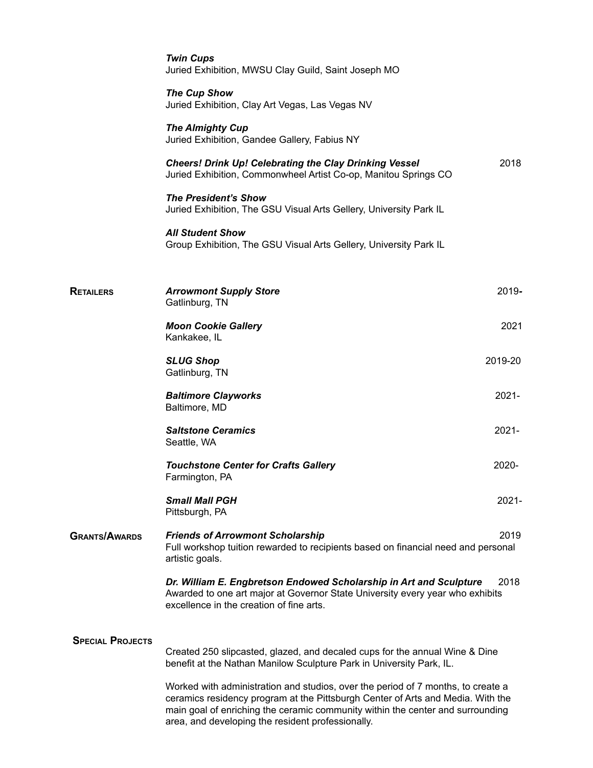***Twin Cups***
Juried Exhibition, MWSU Clay Guild, Saint Joseph MO

***The Cup Show***
Juried Exhibition, Clay Art Vegas, Las Vegas NV

***The Almighty Cup***
Juried Exhibition, Gandee Gallery, Fabius NY

***Cheers! Drink Up! Celebrating the Clay Drinking Vessel*** 2018
Juried Exhibition, Commonwheel Artist Co-op, Manitou Springs CO

***The President's Show***
Juried Exhibition, The GSU Visual Arts Gellery, University Park IL

***All Student Show***
Group Exhibition, The GSU Visual Arts Gellery, University Park IL

## Retailers

***Arrowmont Supply Store*** 2019**-**
Gatlinburg, TN

***Moon Cookie Gallery*** 2021
Kankakee, IL

***SLUG Shop*** 2019-20
Gatlinburg, TN

***Baltimore Clayworks*** 2021-
Baltimore, MD

***Saltstone Ceramics*** 2021-
Seattle, WA

***Touchstone Center for Crafts Gallery*** 2020-
Farmington, PA

***Small Mall PGH*** 2021-
Pittsburgh, PA

## Grants/Awards

***Friends of Arrowmont Scholarship*** 2019
Full workshop tuition rewarded to recipients based on financial need and personal artistic goals.

***Dr. William E. Engbretson Endowed Scholarship in Art and Sculpture*** 2018
Awarded to one art major at Governor State University every year who exhibits excellence in the creation of fine arts.

## Special Projects

Created 250 slipcasted, glazed, and decaled cups for the annual Wine & Dine benefit at the Nathan Manilow Sculpture Park in University Park, IL.

Worked with administration and studios, over the period of 7 months, to create a ceramics residency program at the Pittsburgh Center of Arts and Media. With the main goal of enriching the ceramic community within the center and surrounding area, and developing the resident professionally.